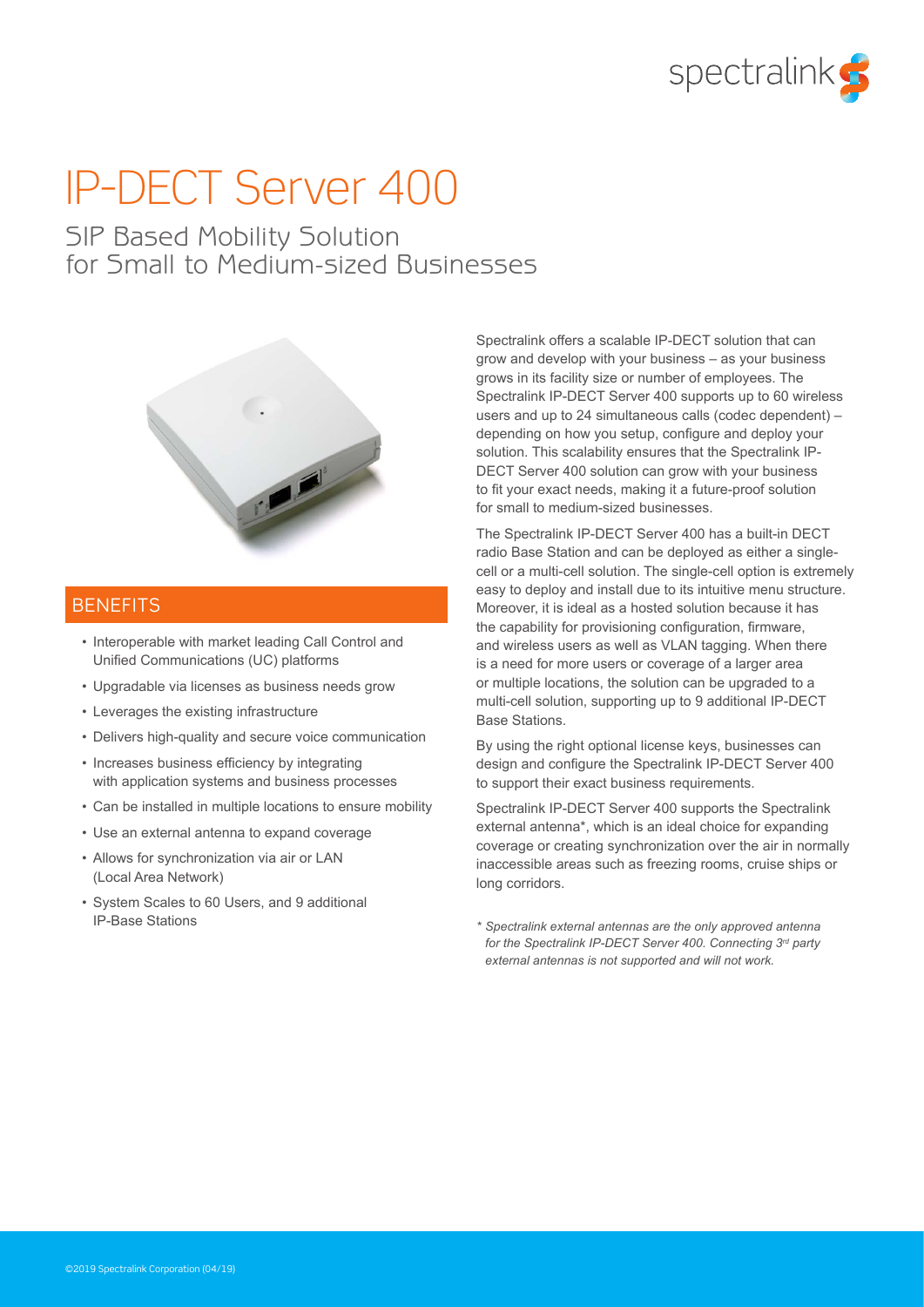# IP-DECT Server 400

## SIP Based Mobility Solution for Small to Medium-sized Businesses

Spectralink offers a scalable IP-DECT solution that can grow and develop with your business – as your business grows in its facility size or number of employees. The Spectralink IP-DECT Server 400 supports up to 60 wireless users and up to 24 simultaneous calls (codec dependent) – depending on how you setup, configure and deploy your solution. This scalability ensures that the Spectralink IP-DECT Server 400 solution can grow with your business to fit your exact needs, making it a future-proof solution for small to medium-sized businesses.

The Spectralink IP-DECT Server 400 has a built-in DECT radio Base Station and can be deployed as either a single-cell or a multi-cell solution. The single-cell option is extremely easy to deploy and install due to its intuitive menu structure. Moreover, it is ideal as a hosted solution because it has the capability for provisioning configuration, firmware, and wireless users as well as VLAN tagging. When there is a need for more users or coverage of a larger area or multiple locations, the solution can be upgraded to a multi-cell solution, supporting up to 9 additional IP-DECT Base Stations.

By using the right optional license keys, businesses can design and configure the Spectralink IP-DECT Server 400 to support their exact business requirements.

Spectralink IP-DECT Server 400 supports the Spectralink external antenna*, which is an ideal choice for expanding coverage or creating synchronization over the air in normally inaccessible areas such as freezing rooms, cruise ships or long corridors.

*\* Spectralink external antennas are the only approved antenna for the Spectralink IP-DECT Server 400. Connecting 3rd party external antennas is not supported and will not work.*

### BENEFITS

- Interoperable with market leading Call Control and Unified Communications (UC) platforms
- Upgradable via licenses as business needs grow
- Leverages the existing infrastructure
- Delivers high-quality and secure voice communication
- Increases business efficiency by integrating with application systems and business processes
- Can be installed in multiple locations to ensure mobility
- Use an external antenna to expand coverage
- Allows for synchronization via air or LAN (Local Area Network)
- System Scales to 60 Users, and 9 additional IP-Base Stations

©2019 Spectralink Corporation (04/19)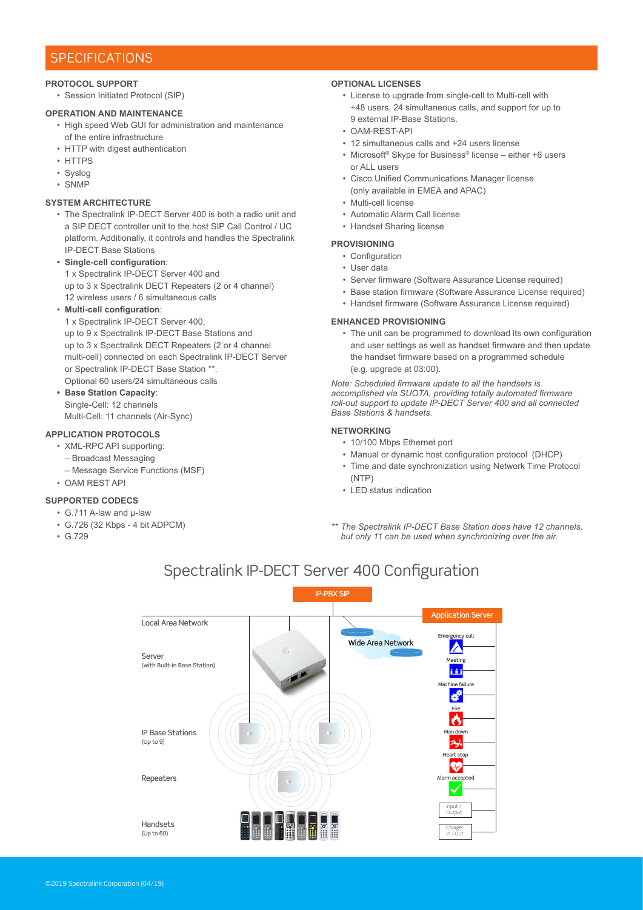## SPECIFICATIONS

**PROTOCOL SUPPORT**

- Session Initiated Protocol (SIP)

**OPERATION AND MAINTENANCE**

- High speed Web GUI for administration and maintenance of the entire infrastructure
- HTTP with digest authentication
- HTTPS
- Syslog
- SNMP

**SYSTEM ARCHITECTURE**

- The Spectralink IP-DECT Server 400 is both a radio unit and a SIP DECT controller unit to the host SIP Call Control / UC platform. Additionally, it controls and handles the Spectralink IP-DECT Base Stations
- **Single-cell configuration**:
  1 x Spectralink IP-DECT Server 400 and
  up to 3 x Spectralink DECT Repeaters (2 or 4 channel)
  12 wireless users / 6 simultaneous calls
- **Multi-cell configuration**:
  1 x Spectralink IP-DECT Server 400,
  up to 9 x Spectralink IP-DECT Base Stations and
  up to 3 x Spectralink DECT Repeaters (2 or 4 channel multi-cell) connected on each Spectralink IP-DECT Server or Spectralink IP-DECT Base Station **.
  Optional 60 users/24 simultaneous calls
- **Base Station Capacity**:
  Single-Cell: 12 channels
  Multi-Cell: 11 channels (Air-Sync)

**APPLICATION PROTOCOLS**

- XML-RPC API supporting:
  – Broadcast Messaging
  – Message Service Functions (MSF)
- OAM REST API

**SUPPORTED CODECS**

- G.711 A-law and µ-law
- G.726 (32 Kbps - 4 bit ADPCM)
- G.729

**OPTIONAL LICENSES**

- License to upgrade from single-cell to Multi-cell with +48 users, 24 simultaneous calls, and support for up to 9 external IP-Base Stations.
- OAM-REST-API
- 12 simultaneous calls and +24 users license
- Microsoft® Skype for Business® license – either +6 users or ALL users
- Cisco Unified Communications Manager license (only available in EMEA and APAC)
- Multi-cell license
- Automatic Alarm Call license
- Handset Sharing license

**PROVISIONING**

- Configuration
- User data
- Server firmware (Software Assurance License required)
- Base station firmware (Software Assurance License required)
- Handset firmware (Software Assurance License required)

**ENHANCED PROVISIONING**

- The unit can be programmed to download its own configuration and user settings as well as handset firmware and then update the handset firmware based on a programmed schedule (e.g. upgrade at 03:00).

*Note: Scheduled firmware update to all the handsets is accomplished via SUOTA, providing totally automated firmware roll-out support to update IP-DECT Server 400 and all connected Base Stations & handsets.*

**NETWORKING**

- 10/100 Mbps Ethernet port
- Manual or dynamic host configuration protocol (DHCP)
- Time and date synchronization using Network Time Protocol (NTP)
- LED status indication

*** The Spectralink IP-DECT Base Station does have 12 channels, but only 11 can be used when synchronizing over the air.*

## Spectralink IP-DECT Server 400 Configuration

IP-PBX SIP

Local Area Network

Wide Area Network

Application Server

Server (with Built-in Base Station)

Emergency call

Meeting

Machine failure

Fire

Man down

Heart stop

Alarm accepted

Input / Output

Charger In / Out

IP Base Stations (Up to 9)

Repeaters

Handsets (Up to 60)

©2019 Spectralink Corporation (04/19)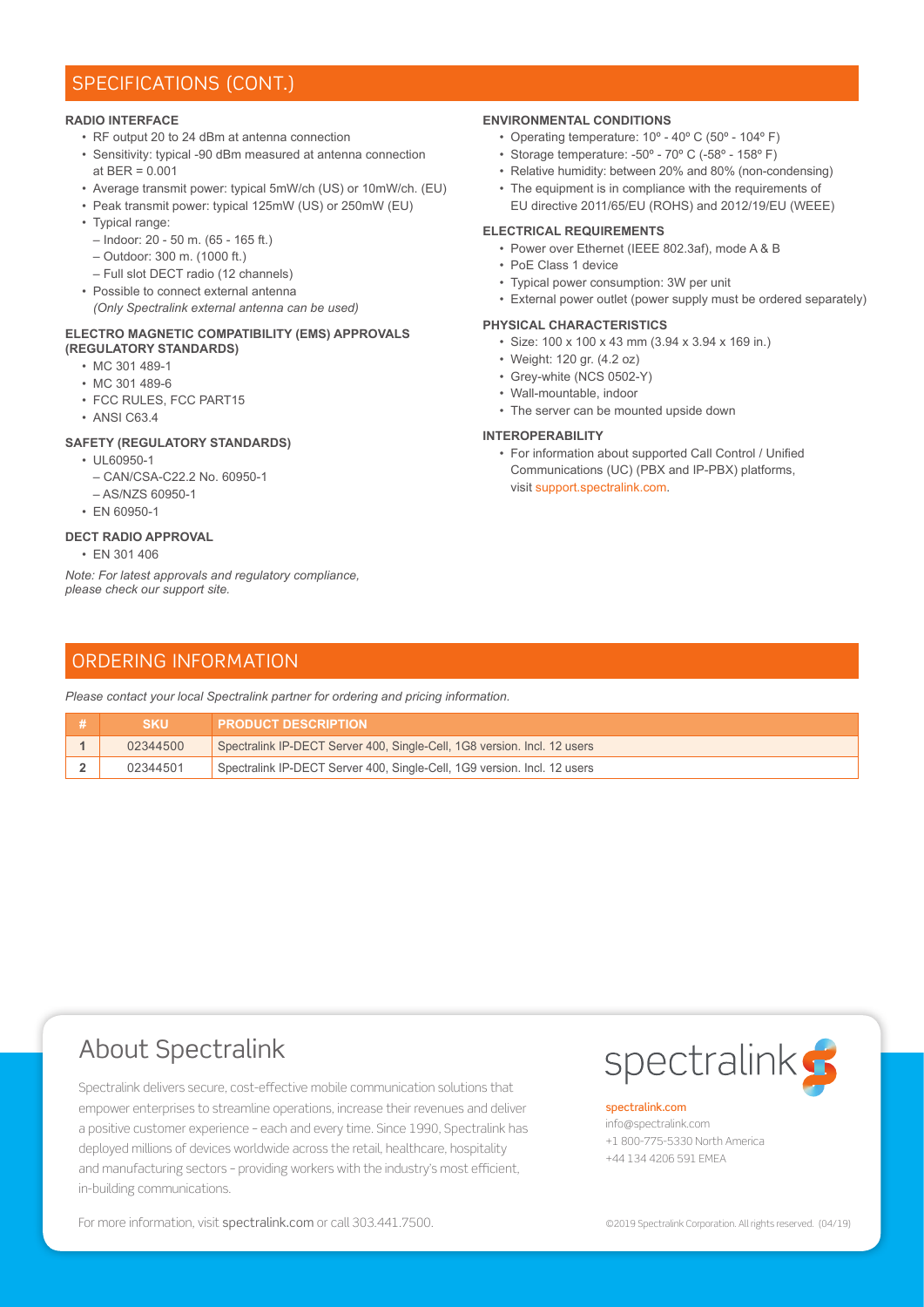## SPECIFICATIONS (CONT.)

**RADIO INTERFACE**

- RF output 20 to 24 dBm at antenna connection
- Sensitivity: typical -90 dBm measured at antenna connection at BER = 0.001
- Average transmit power: typical 5mW/ch (US) or 10mW/ch. (EU)
- Peak transmit power: typical 125mW (US) or 250mW (EU)
- Typical range:
  - – Indoor: 20 - 50 m. (65 - 165 ft.)
  - – Outdoor: 300 m. (1000 ft.)
  - – Full slot DECT radio (12 channels)
- Possible to connect external antenna *(Only Spectralink external antenna can be used)*

**ELECTRO MAGNETIC COMPATIBILITY (EMS) APPROVALS (REGULATORY STANDARDS)**

- MC 301 489-1
- MC 301 489-6
- FCC RULES, FCC PART15
- ANSI C63.4

**SAFETY (REGULATORY STANDARDS)**

- UL60950-1
  - – CAN/CSA-C22.2 No. 60950-1
  - – AS/NZS 60950-1
- EN 60950-1

**DECT RADIO APPROVAL**

- EN 301 406

*Note: For latest approvals and regulatory compliance, please check our support site.*

**ENVIRONMENTAL CONDITIONS**

- Operating temperature: 10º - 40º C (50º - 104º F)
- Storage temperature: -50º - 70º C (-58º - 158º F)
- Relative humidity: between 20% and 80% (non-condensing)
- The equipment is in compliance with the requirements of EU directive 2011/65/EU (ROHS) and 2012/19/EU (WEEE)

**ELECTRICAL REQUIREMENTS**

- Power over Ethernet (IEEE 802.3af), mode A & B
- PoE Class 1 device
- Typical power consumption: 3W per unit
- External power outlet (power supply must be ordered separately)

**PHYSICAL CHARACTERISTICS**

- Size: 100 x 100 x 43 mm (3.94 x 3.94 x 169 in.)
- Weight: 120 gr. (4.2 oz)
- Grey-white (NCS 0502-Y)
- Wall-mountable, indoor
- The server can be mounted upside down

**INTEROPERABILITY**

- For information about supported Call Control / Unified Communications (UC) (PBX and IP-PBX) platforms, visit support.spectralink.com.

## ORDERING INFORMATION

*Please contact your local Spectralink partner for ordering and pricing information.*

| # | SKU | PRODUCT DESCRIPTION |
|---|---|---|
| 1 | 02344500 | Spectralink IP-DECT Server 400, Single-Cell, 1G8 version. Incl. 12 users |
| 2 | 02344501 | Spectralink IP-DECT Server 400, Single-Cell, 1G9 version. Incl. 12 users |

## About Spectralink

Spectralink delivers secure, cost-effective mobile communication solutions that empower enterprises to streamline operations, increase their revenues and deliver a positive customer experience – each and every time. Since 1990, Spectralink has deployed millions of devices worldwide across the retail, healthcare, hospitality and manufacturing sectors – providing workers with the industry's most efficient, in-building communications.

For more information, visit spectralink.com or call 303.441.7500.

spectralink

spectralink.com
info@spectralink.com
+1 800-775-5330 North America
+44 134 4206 591 EMEA

©2019 Spectralink Corporation. All rights reserved. (04/19)